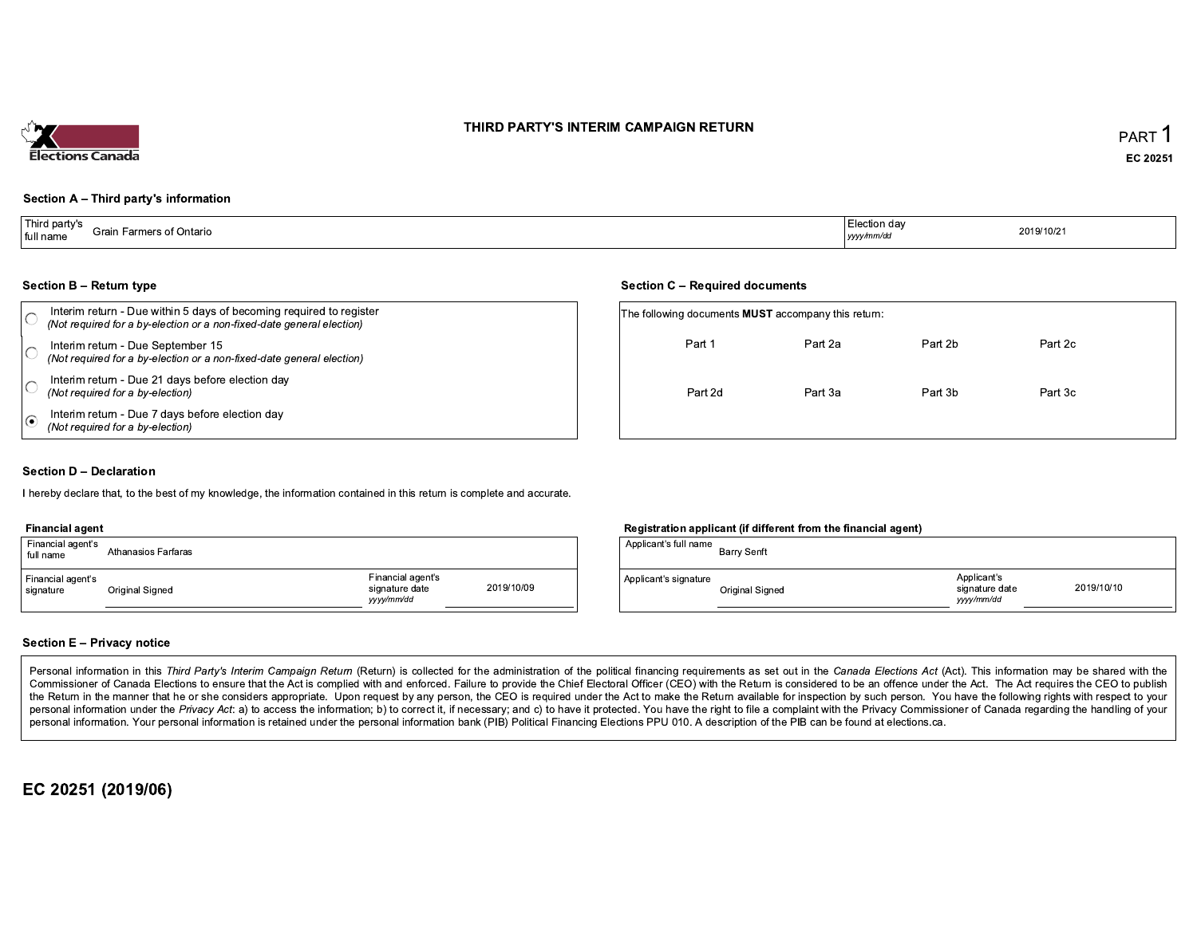Elections Canada

# THIRD PARTY'S INTERIM CAMPAIGN RETURN

PART 1

EC 20251

## Section A – Third party's information

| Third party's full name | Grain Farmers of Ontario | Election day *yyyy/mm/dd* | 2019/10/21 |
|---|---|---|---|

## Section B – Return type

- ○ Interim return - Due within 5 days of becoming required to register *(Not required for a by-election or a non-fixed-date general election)*
- ○ Interim return - Due September 15 *(Not required for a by-election or a non-fixed-date general election)*
- ○ Interim return - Due 21 days before election day *(Not required for a by-election)*
- ◉ Interim return - Due 7 days before election day *(Not required for a by-election)*

## Section C – Required documents

The following documents **MUST** accompany this return:

| Part 1 | Part 2a | Part 2b | Part 2c |
|---|---|---|---|
| Part 2d | Part 3a | Part 3b | Part 3c |

## Section D – Declaration

I hereby declare that, to the best of my knowledge, the information contained in this return is complete and accurate.

**Financial agent**

| Financial agent's full name | Athanasios Farfaras | | |
|---|---|---|---|
| Financial agent's signature | Original Signed | Financial agent's signature date *yyyy/mm/dd* | 2019/10/09 |

**Registration applicant (if different from the financial agent)**

| Applicant's full name | Barry Senft | | |
|---|---|---|---|
| Applicant's signature | Original Signed | Applicant's signature date *yyyy/mm/dd* | 2019/10/10 |

## Section E – Privacy notice

Personal information in this *Third Party's Interim Campaign Return* (Return) is collected for the administration of the political financing requirements as set out in the *Canada Elections Act* (Act). This information may be shared with the Commissioner of Canada Elections to ensure that the Act is complied with and enforced. Failure to provide the Chief Electoral Officer (CEO) with the Return is considered to be an offence under the Act. The Act requires the CEO to publish the Return in the manner that he or she considers appropriate. Upon request by any person, the CEO is required under the Act to make the Return available for inspection by such person. You have the following rights with respect to your personal information under the *Privacy Act*: a) to access the information; b) to correct it, if necessary; and c) to have it protected. You have the right to file a complaint with the Privacy Commissioner of Canada regarding the handling of your personal information. Your personal information is retained under the personal information bank (PIB) Political Financing Elections PPU 010. A description of the PIB can be found at elections.ca.

**EC 20251 (2019/06)**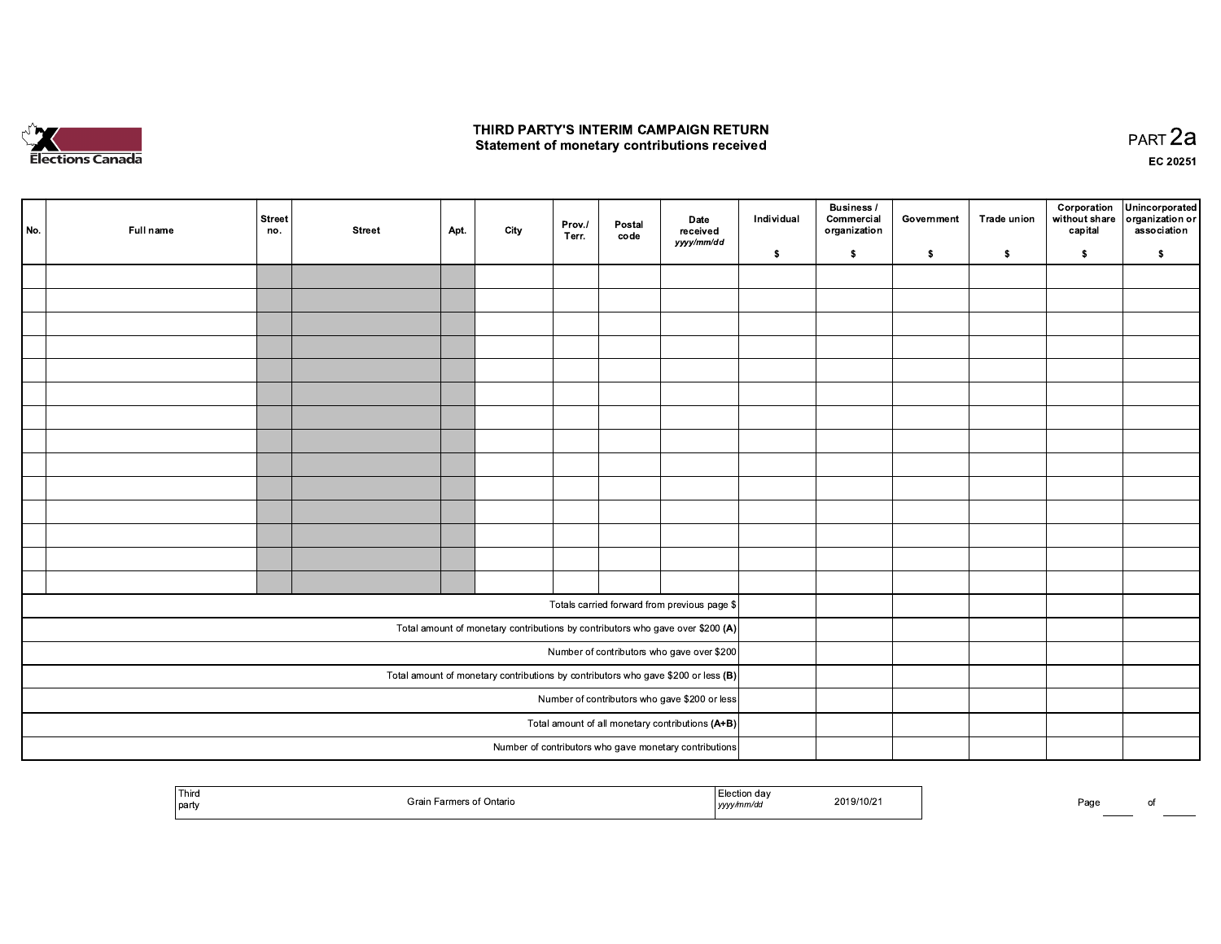Elections Canada

# THIRD PARTY'S INTERIM CAMPAIGN RETURN
## Statement of monetary contributions received

PART 2a

EC 20251

| No. | Full name | Street no. | Street | Apt. | City | Prov./ Terr. | Postal code | Date received yyyy/mm/dd | Individual $ | Business / Commercial organization $ | Government $ | Trade union $ | Corporation without share capital $ | Unincorporated organization or association $ |
|---|---|---|---|---|---|---|---|---|---|---|---|---|---|---|
| | | | | | | | | | | | | | | |
| | | | | | | | | | | | | | | |
| | | | | | | | | | | | | | | |
| | | | | | | | | | | | | | | |
| | | | | | | | | | | | | | | |
| | | | | | | | | | | | | | | |
| | | | | | | | | | | | | | | |
| | | | | | | | | | | | | | | |
| | | | | | | | | | | | | | | |
| | | | | | | | | | | | | | | |
| | | | | | | | | | | | | | | |
| | | | | | | | | | | | | | | |
| | | | | | | | | | | | | | | |
| | | | | | | | | | | | | | | |
| Totals carried forward from previous page $ | | | | | | | | | | | | | | |
| Total amount of monetary contributions by contributors who gave over $200 **(A)** | | | | | | | | | | | | | | |
| Number of contributors who gave over $200 | | | | | | | | | | | | | | |
| Total amount of monetary contributions by contributors who gave $200 or less **(B)** | | | | | | | | | | | | | | |
| Number of contributors who gave $200 or less | | | | | | | | | | | | | | |
| Total amount of all monetary contributions **(A+B)** | | | | | | | | | | | | | | |
| Number of contributors who gave monetary contributions | | | | | | | | | | | | | | |

| Third party | Grain Farmers of Ontario | Election day yyyy/mm/dd | 2019/10/21 |
|---|---|---|---|

Page ____ of ____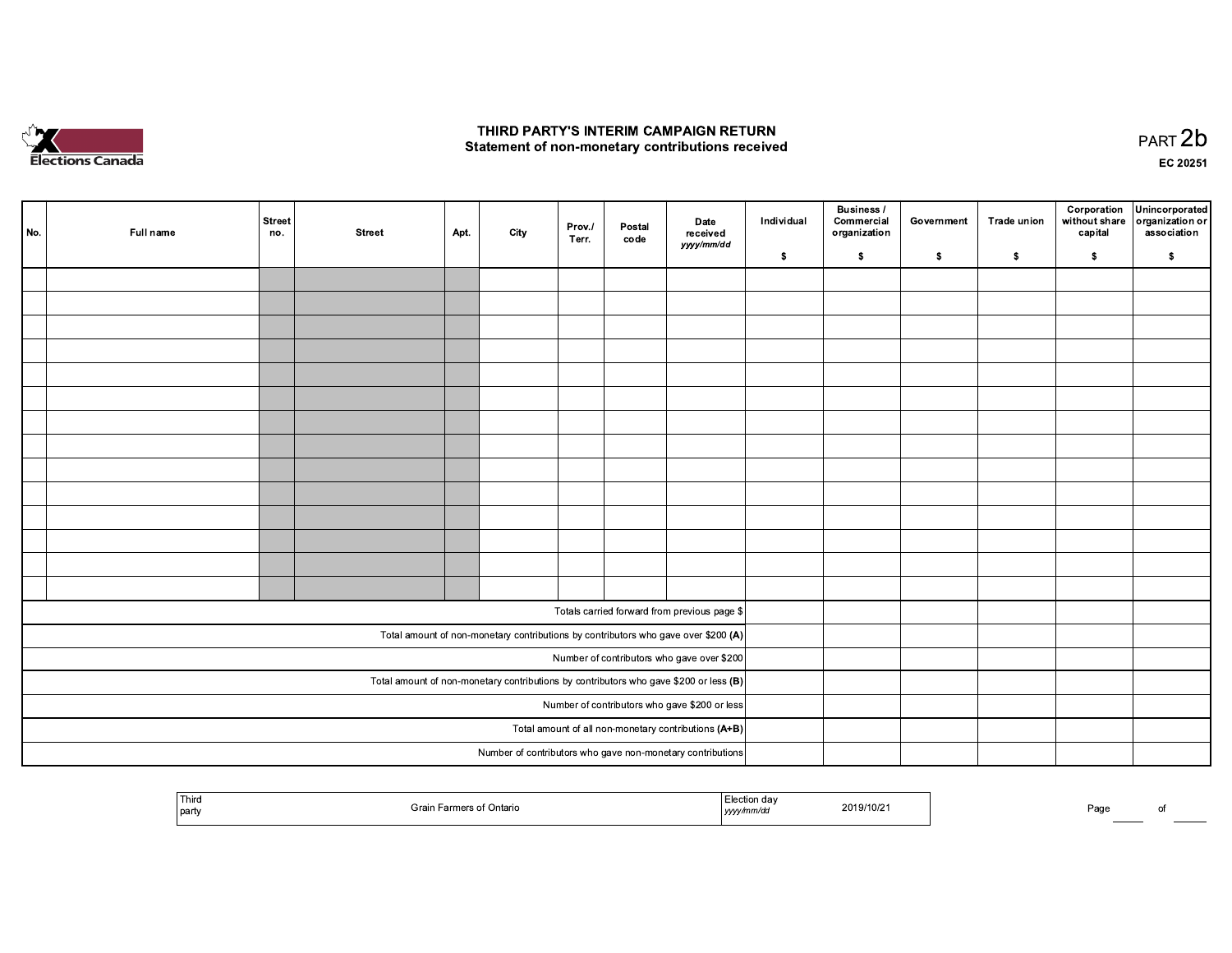Elections Canada

# THIRD PARTY'S INTERIM CAMPAIGN RETURN
## Statement of non-monetary contributions received

PART 2b

EC 20251

| No. | Full name | Street no. | Street | Apt. | City | Prov./ Terr. | Postal code | Date received *yyyy/mm/dd* | Individual $ | Business / Commercial organization $ | Government $ | Trade union $ | Corporation without share capital $ | Unincorporated organization or association $ |
|---|---|---|---|---|---|---|---|---|---|---|---|---|---|---|
| | | | | | | | | | | | | | | |
| | | | | | | | | | | | | | | |
| | | | | | | | | | | | | | | |
| | | | | | | | | | | | | | | |
| | | | | | | | | | | | | | | |
| | | | | | | | | | | | | | | |
| | | | | | | | | | | | | | | |
| | | | | | | | | | | | | | | |
| | | | | | | | | | | | | | | |
| | | | | | | | | | | | | | | |
| | | | | | | | | | | | | | | |
| | | | | | | | | | | | | | | |
| | | | | | | | | | | | | | | |
| | | | | | | | | | | | | | | |
| Totals carried forward from previous page $ | | | | | | | | | | | | | | |
| Total amount of non-monetary contributions by contributors who gave over $200 **(A)** | | | | | | | | | | | | | | |
| Number of contributors who gave over $200 | | | | | | | | | | | | | | |
| Total amount of non-monetary contributions by contributors who gave $200 or less **(B)** | | | | | | | | | | | | | | |
| Number of contributors who gave $200 or less | | | | | | | | | | | | | | |
| Total amount of all non-monetary contributions **(A+B)** | | | | | | | | | | | | | | |
| Number of contributors who gave non-monetary contributions | | | | | | | | | | | | | | |

| Third party | Grain Farmers of Ontario | Election day *yyyy/mm/dd* | 2019/10/21 |
|---|---|---|---|

Page ____ of ____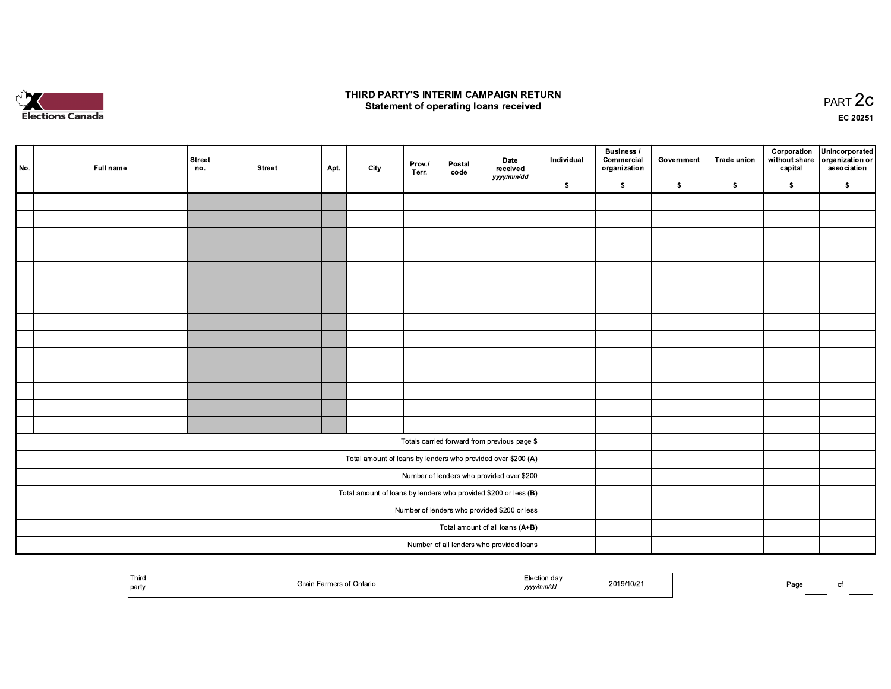Elections Canada

# THIRD PARTY'S INTERIM CAMPAIGN RETURN

## Statement of operating loans received

PART 2c

EC 20251

| No. | Full name | Street no. | Street | Apt. | City | Prov./ Terr. | Postal code | Date received *yyyy/mm/dd* | Individual $ | Business / Commercial organization $ | Government $ | Trade union $ | Corporation without share capital $ | Unincorporated organization or association $ |
|---|---|---|---|---|---|---|---|---|---|---|---|---|---|---|
| | | | | | | | | | | | | | | |
| | | | | | | | | | | | | | | |
| | | | | | | | | | | | | | | |
| | | | | | | | | | | | | | | |
| | | | | | | | | | | | | | | |
| | | | | | | | | | | | | | | |
| | | | | | | | | | | | | | | |
| | | | | | | | | | | | | | | |
| | | | | | | | | | | | | | | |
| | | | | | | | | | | | | | | |
| | | | | | | | | | | | | | | |
| | | | | | | | | | | | | | | |
| | | | | | | | | | | | | | | |
| | | | | | | | | | | | | | | |
| Totals carried forward from previous page $ | | | | | | | | | | | | | | |
| Total amount of loans by lenders who provided over $200 **(A)** | | | | | | | | | | | | | | |
| Number of lenders who provided over $200 | | | | | | | | | | | | | | |
| Total amount of loans by lenders who provided $200 or less **(B)** | | | | | | | | | | | | | | |
| Number of lenders who provided $200 or less | | | | | | | | | | | | | | |
| Total amount of all loans **(A+B)** | | | | | | | | | | | | | | |
| Number of all lenders who provided loans | | | | | | | | | | | | | | |

| Third party | Grain Farmers of Ontario | Election day *yyyy/mm/dd* | 2019/10/21 |
|---|---|---|---|

Page ____ of ____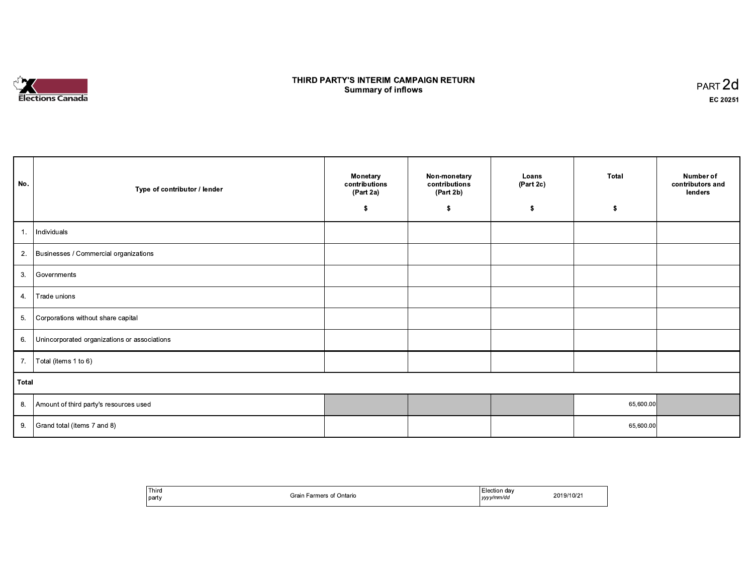# THIRD PARTY'S INTERIM CAMPAIGN RETURN

## Summary of inflows

PART 2d

**EC 20251**

| No. | Type of contributor / lender | Monetary contributions (Part 2a) $ | Non-monetary contributions (Part 2b) $ | Loans (Part 2c) $ | Total $ | Number of contributors and lenders |
|---|---|---|---|---|---|---|
| 1. | Individuals | | | | | |
| 2. | Businesses / Commercial organizations | | | | | |
| 3. | Governments | | | | | |
| 4. | Trade unions | | | | | |
| 5. | Corporations without share capital | | | | | |
| 6. | Unincorporated organizations or associations | | | | | |
| 7. | Total (items 1 to 6) | | | | | |
| **Total** | | | | | | |
| 8. | Amount of third party's resources used | | | | 65,600.00 | |
| 9. | Grand total (items 7 and 8) | | | | 65,600.00 | |

| Third party | Grain Farmers of Ontario | Election day *yyyy/mm/dd* | 2019/10/21 |
|---|---|---|---|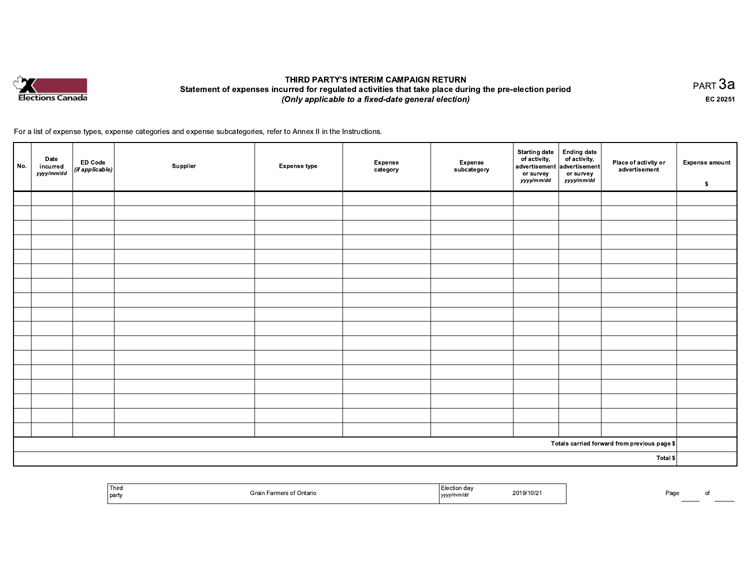Elections Canada

# THIRD PARTY'S INTERIM CAMPAIGN RETURN

## Statement of expenses incurred for regulated activities that take place during the pre-election period

*(Only applicable to a fixed-date general election)*

PART 3a

EC 20251

For a list of expense types, expense categories and expense subcategories, refer to Annex II in the Instructions.

| No. | Date incurred *yyyy/mm/dd* | ED Code *(if applicable)* | Supplier | Expense type | Expense category | Expense subcategory | Starting date of activity, advertisement or survey *yyyy/mm/dd* | Ending date of activity, advertisement or survey *yyyy/mm/dd* | Place of activity or advertisement | Expense amount $ |
|---|---|---|---|---|---|---|---|---|---|---|
| | | | | | | | | | | |
| | | | | | | | | | | |
| | | | | | | | | | | |
| | | | | | | | | | | |
| | | | | | | | | | | |
| | | | | | | | | | | |
| | | | | | | | | | | |
| | | | | | | | | | | |
| | | | | | | | | | | |
| | | | | | | | | | | |
| | | | | | | | | | | |
| | | | | | | | | | | |
| | | | | | | | | | | |
| | | | | | | | | | | |
| | | | | | | | | | | |
| | | | | | | | | | | |
| | | | | | | | | | | |
| | | | | | | | | | Totals carried forward from previous page $ | |
| | | | | | | | | | Total $ | |

| Third party | Grain Farmers of Ontario | Election day *yyyy/mm/dd* | 2019/10/21 |
|---|---|---|---|

Page ____ of ____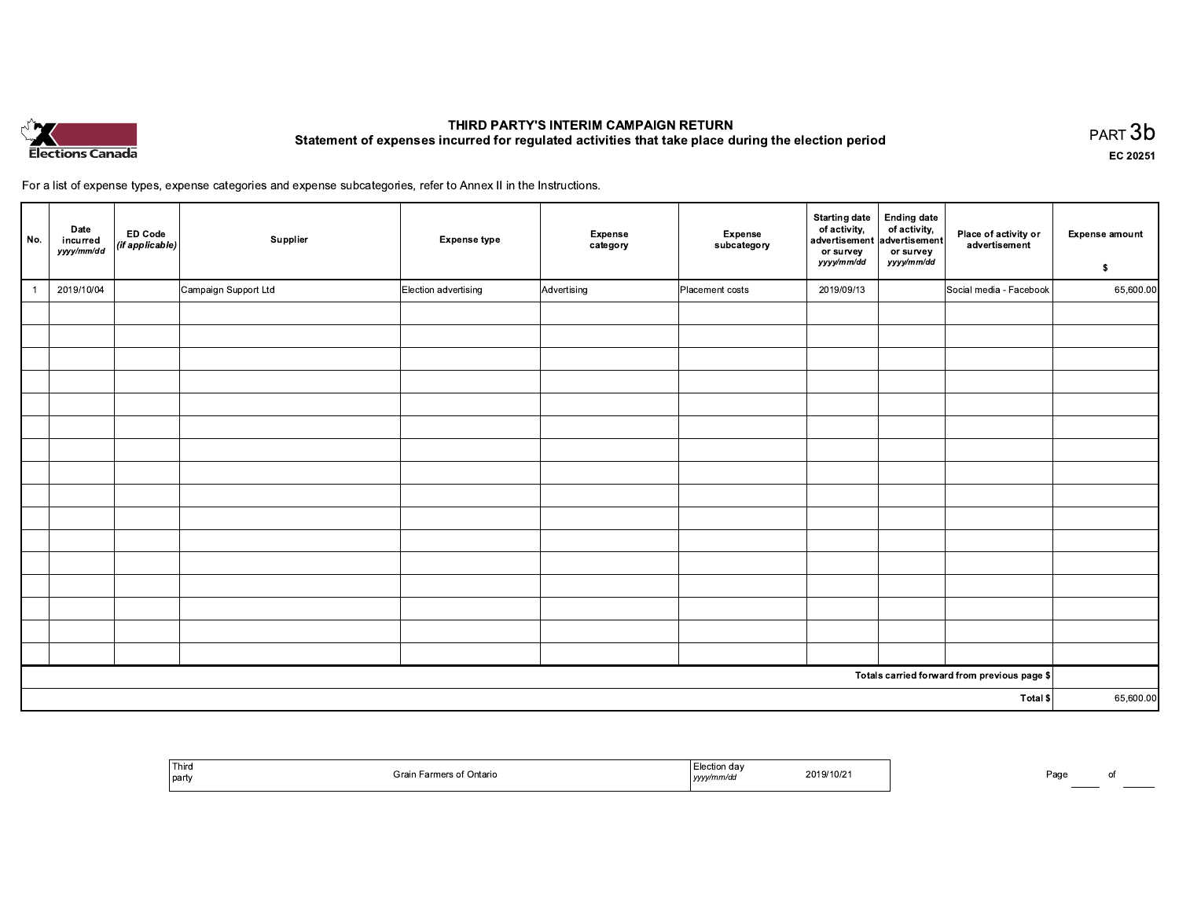# THIRD PARTY'S INTERIM CAMPAIGN RETURN

## Statement of expenses incurred for regulated activities that take place during the election period

PART 3b

EC 20251

For a list of expense types, expense categories and expense subcategories, refer to Annex II in the Instructions.

| No. | Date incurred *yyyy/mm/dd* | ED Code *(if applicable)* | Supplier | Expense type | Expense category | Expense subcategory | Starting date of activity, advertisement or survey *yyyy/mm/dd* | Ending date of activity, advertisement or survey *yyyy/mm/dd* | Place of activity or advertisement | Expense amount $ |
|---|---|---|---|---|---|---|---|---|---|---|
| 1 | 2019/10/04 | | Campaign Support Ltd | Election advertising | Advertising | Placement costs | 2019/09/13 | | Social media - Facebook | 65,600.00 |
| | | | | | | | | | | |
| | | | | | | | | | | |
| | | | | | | | | | | |
| | | | | | | | | | | |
| | | | | | | | | | | |
| | | | | | | | | | | |
| | | | | | | | | | | |
| | | | | | | | | | | |
| | | | | | | | | | | |
| | | | | | | | | | | |
| | | | | | | | | | | |
| | | | | | | | | | | |
| | | | | | | | | | | |
| | | | | | | | | | | |
| | | | | | | | | | | |
| | | | | | | | | | | |
| | | | | | | | | | Totals carried forward from previous page $ | |
| | | | | | | | | | Total $ | 65,600.00 |

| Third party | Grain Farmers of Ontario | Election day *yyyy/mm/dd* | 2019/10/21 |
|---|---|---|---|

Page ____ of ____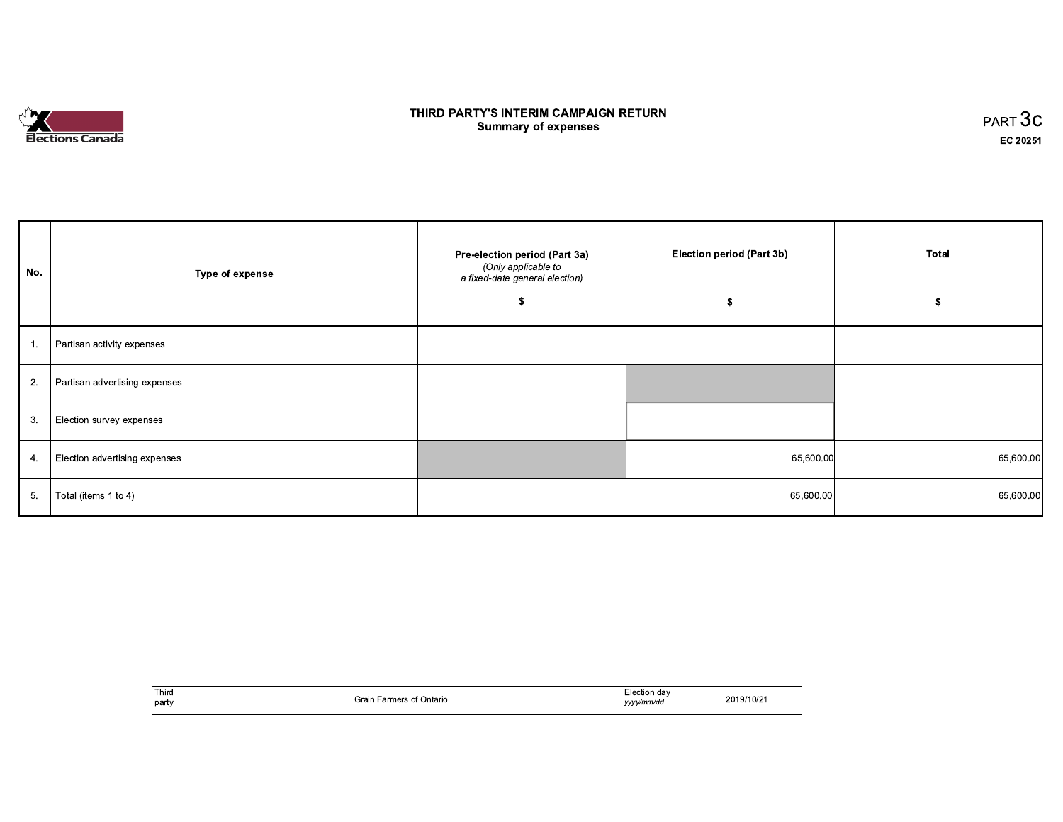# THIRD PARTY'S INTERIM CAMPAIGN RETURN
## Summary of expenses

PART 3c

EC 20251

| No. | Type of expense | Pre-election period (Part 3a) *(Only applicable to a fixed-date general election)* $ | Election period (Part 3b) $ | Total $ |
|---|---|---|---|---|
| 1. | Partisan activity expenses | | | |
| 2. | Partisan advertising expenses | | | |
| 3. | Election survey expenses | | | |
| 4. | Election advertising expenses | | 65,600.00 | 65,600.00 |
| 5. | Total (items 1 to 4) | | 65,600.00 | 65,600.00 |

| Third party | Grain Farmers of Ontario | Election day *yyyy/mm/dd* | 2019/10/21 |
|---|---|---|---|